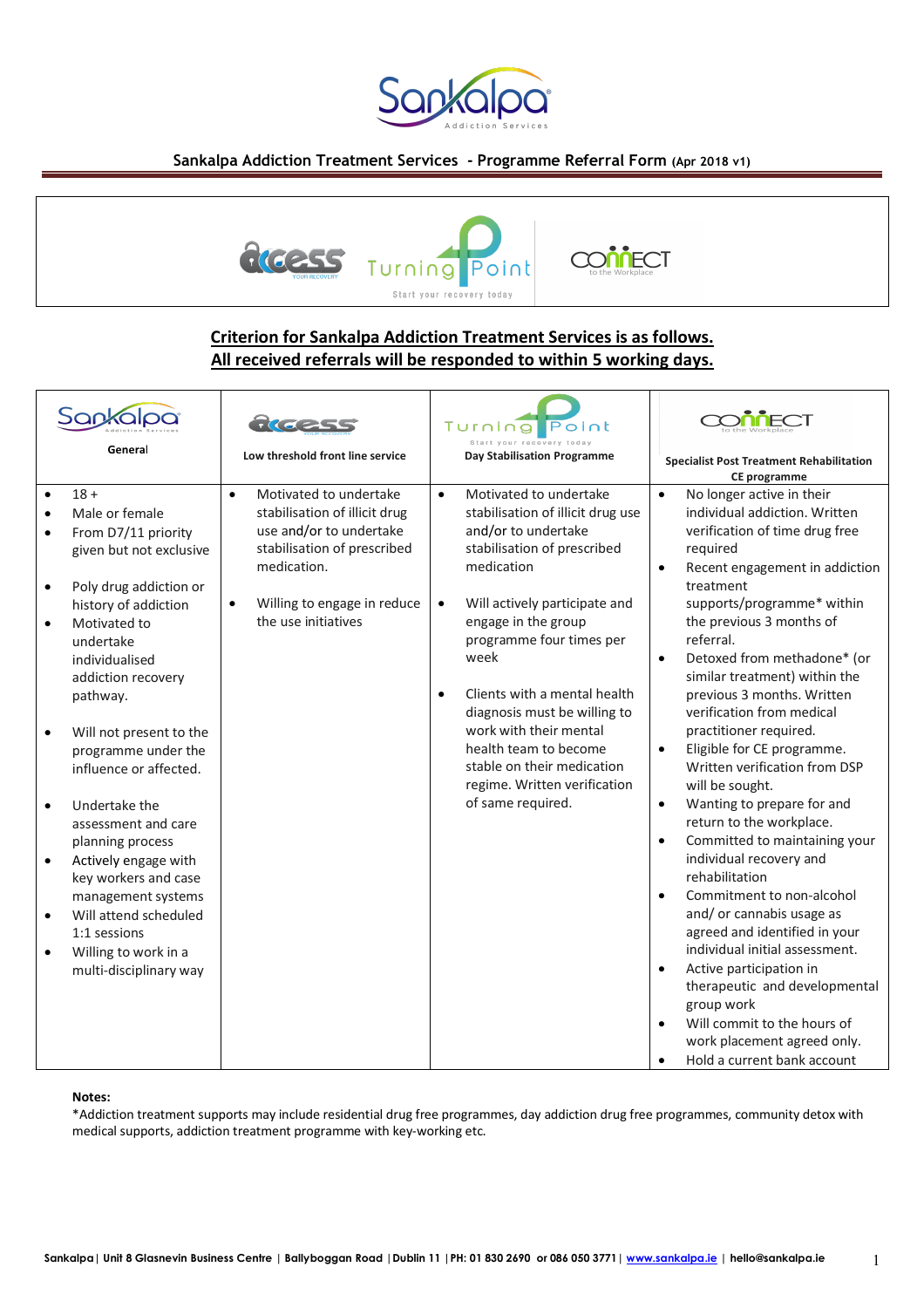# Sankalpa Addiction Treatment Services - Programme Referral Form (Apr 2018 v1)

**Criterion for Sankalpa Addiction Treatment Services is as follows.**
**All received referrals will be responded to within 5 working days.**

| Sankalpa<br>General | Access<br>Low threshold front line service | Turning Point<br>Day Stabilisation Programme | Connect<br>Specialist Post Treatment Rehabilitation CE programme |
|---|---|---|---|
| • 18 +<br>• Male or female<br>• From D7/11 priority given but not exclusive<br>• Poly drug addiction or history of addiction<br>• Motivated to undertake individualised addiction recovery pathway.<br>• Will not present to the programme under the influence or affected.<br>• Undertake the assessment and care planning process<br>• Actively engage with key workers and case management systems<br>• Will attend scheduled 1:1 sessions<br>• Willing to work in a multi-disciplinary way | • Motivated to undertake stabilisation of illicit drug use and/or to undertake stabilisation of prescribed medication.<br>• Willing to engage in reduce the use initiatives | • Motivated to undertake stabilisation of illicit drug use and/or to undertake stabilisation of prescribed medication<br>• Will actively participate and engage in the group programme four times per week<br>• Clients with a mental health diagnosis must be willing to work with their mental health team to become stable on their medication regime. Written verification of same required. | • No longer active in their individual addiction. Written verification of time drug free required<br>• Recent engagement in addiction treatment supports/programme* within the previous 3 months of referral.<br>• Detoxed from methadone* (or similar treatment) within the previous 3 months. Written verification from medical practitioner required.<br>• Eligible for CE programme. Written verification from DSP will be sought.<br>• Wanting to prepare for and return to the workplace.<br>• Committed to maintaining your individual recovery and rehabilitation<br>• Commitment to non-alcohol and/ or cannabis usage as agreed and identified in your individual initial assessment.<br>• Active participation in therapeutic and developmental group work<br>• Will commit to the hours of work placement agreed only.<br>• Hold a current bank account |

**Notes:**
*Addiction treatment supports may include residential drug free programmes, day addiction drug free programmes, community detox with medical supports, addiction treatment programme with key-working etc.

Sankalpa | Unit 8 Glasnevin Business Centre | Ballyboggan Road | Dublin 11 | PH: 01 830 2690 or 086 050 3771 | www.sankalpa.ie | hello@sankalpa.ie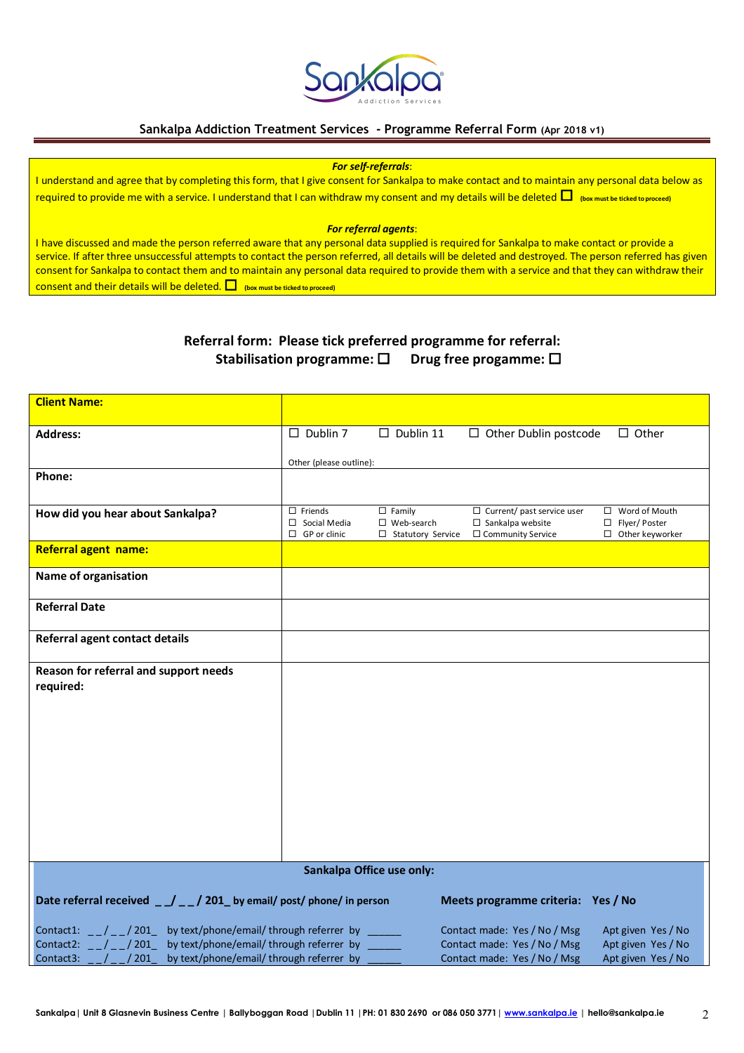Sankalpa Addiction Services

## Sankalpa Addiction Treatment Services - Programme Referral Form (Apr 2018 v1)

***For self-referrals***:

I understand and agree that by completing this form, that I give consent for Sankalpa to make contact and to maintain any personal data below as required to provide me with a service. I understand that I can withdraw my consent and my details will be deleted ☐ (box must be ticked to proceed)

***For referral agents***:

I have discussed and made the person referred aware that any personal data supplied is required for Sankalpa to make contact or provide a service. If after three unsuccessful attempts to contact the person referred, all details will be deleted and destroyed. The person referred has given consent for Sankalpa to contact them and to maintain any personal data required to provide them with a service and that they can withdraw their consent and their details will be deleted. ☐ (box must be ticked to proceed)

### Referral form: Please tick preferred programme for referral:

**Stabilisation programme: ☐ Drug free progamme: ☐**

| | |
|---|---|
| **Client Name:** | |
| **Address:** | ☐ Dublin 7 ☐ Dublin 11 ☐ Other Dublin postcode ☐ Other<br>Other (please outline): |
| **Phone:** | |
| **How did you hear about Sankalpa?** | ☐ Friends ☐ Family ☐ Current/ past service user ☐ Word of Mouth<br>☐ Social Media ☐ Web-search ☐ Sankalpa website ☐ Flyer/ Poster<br>☐ GP or clinic ☐ Statutory Service ☐ Community Service ☐ Other keyworker |
| **Referral agent name:** | |
| **Name of organisation** | |
| **Referral Date** | |
| **Referral agent contact details** | |
| **Reason for referral and support needs required:** | |

**Sankalpa Office use only:**

**Date referral received \_ \_/ \_ \_ / 201\_ by email/ post/ phone/ in person** **Meets programme criteria: Yes / No**

Contact1: \_ \_/ \_ \_/ 201\_ by text/phone/email/ through referrer by \_\_\_\_\_\_ Contact made: Yes / No / Msg Apt given Yes / No
Contact2: \_ \_/ \_ \_/ 201\_ by text/phone/email/ through referrer by \_\_\_\_\_\_ Contact made: Yes / No / Msg Apt given Yes / No
Contact3: \_ \_/ \_ \_/ 201\_ by text/phone/email/ through referrer by \_\_\_\_\_\_ Contact made: Yes / No / Msg Apt given Yes / No

Sankalpa | Unit 8 Glasnevin Business Centre | Ballyboggan Road | Dublin 11 | PH: 01 830 2690 or 086 050 3771 | www.sankalpa.ie | hello@sankalpa.ie